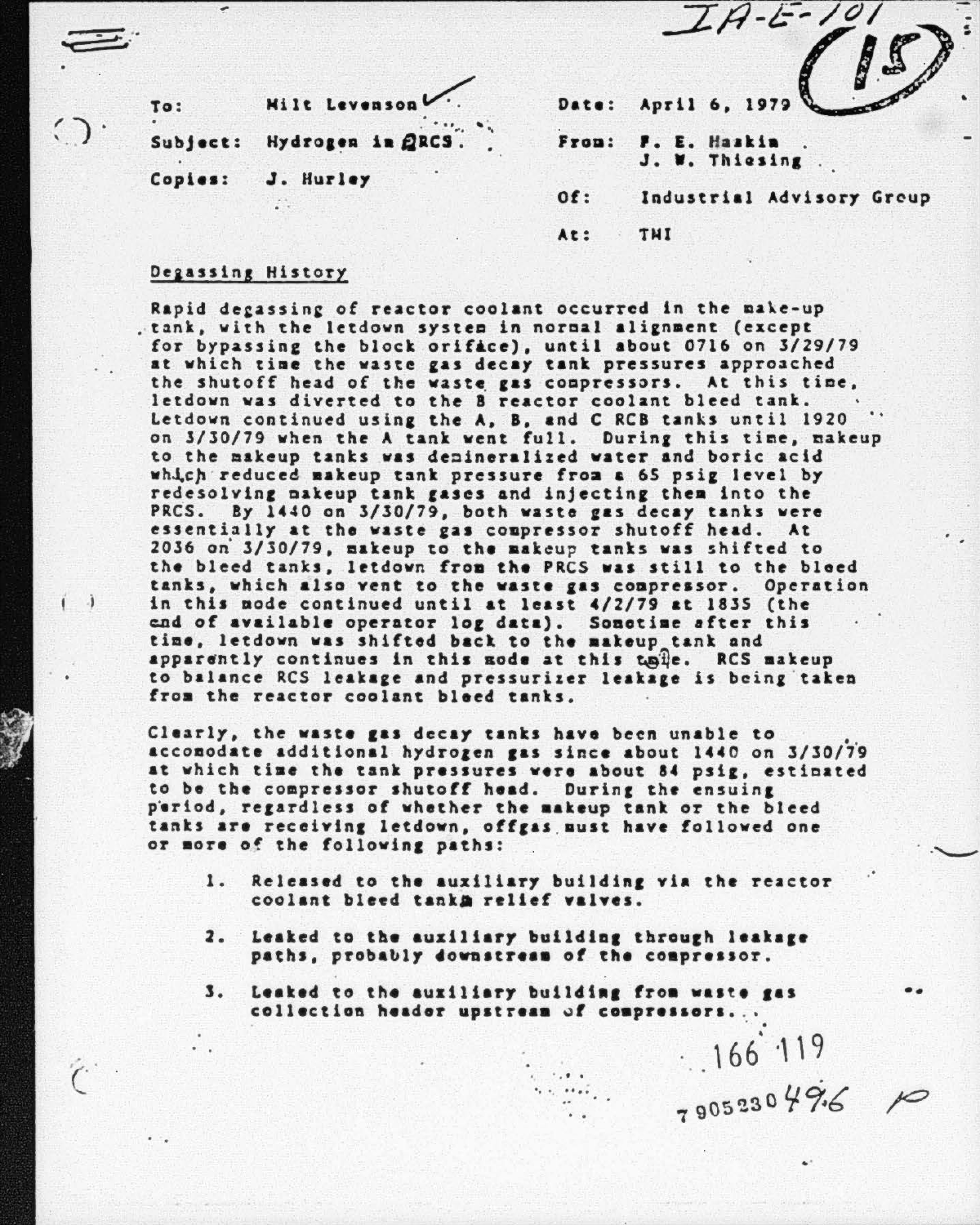IA-E-101

(15)

| | | | |
|---|---|---|---|
| To: | Milt Levenson | Date: | April 6, 1979 |
| Subject: | Hydrogen in PRCS | From: | F. E. Haskin<br>J. W. Thiesing |
| Copies: | J. Hurley | Of: | Industrial Advisory Group |
| | | At: | TMI |

## Degassing History

Rapid degassing of reactor coolant occurred in the make-up tank, with the letdown system in normal alignment (except for bypassing the block orifice), until about 0716 on 3/29/79 at which time the waste gas decay tank pressures approached the shutoff head of the waste gas compressors. At this time, letdown was diverted to the B reactor coolant bleed tank. Letdown continued using the A, B, and C RCB tanks until 1920 on 3/30/79 when the A tank went full. During this time, makeup to the makeup tanks was demineralized water and boric acid which reduced makeup tank pressure from a 65 psig level by redesolving makeup tank gases and injecting them into the PRCS. By 1440 on 3/30/79, both waste gas decay tanks were essentially at the waste gas compressor shutoff head. At 2036 on 3/30/79, makeup to the makeup tanks was shifted to the bleed tanks, letdown from the PRCS was still to the bleed tanks, which also vent to the waste gas compressor. Operation in this mode continued until at least 4/2/79 at 1835 (the end of available operator log data). Sometime after this time, letdown was shifted back to the makeup tank and apparently continues in this mode at this time. RCS makeup to balance RCS leakage and pressurizer leakage is being taken from the reactor coolant bleed tanks.

Clearly, the waste gas decay tanks have been unable to accomodate additional hydrogen gas since about 1440 on 3/30/79 at which time the tank pressures were about 84 psig, estimated to be the compressor shutoff head. During the ensuing period, regardless of whether the makeup tank or the bleed tanks are receiving letdown, offgas must have followed one or more of the following paths:

1. Released to the auxiliary building via the reactor coolant bleed tank relief valves.
2. Leaked to the auxiliary building through leakage paths, probably downstream of the compressor.
3. Leaked to the auxiliary building from waste gas collection header upstream of compressors.

166 119

7905230496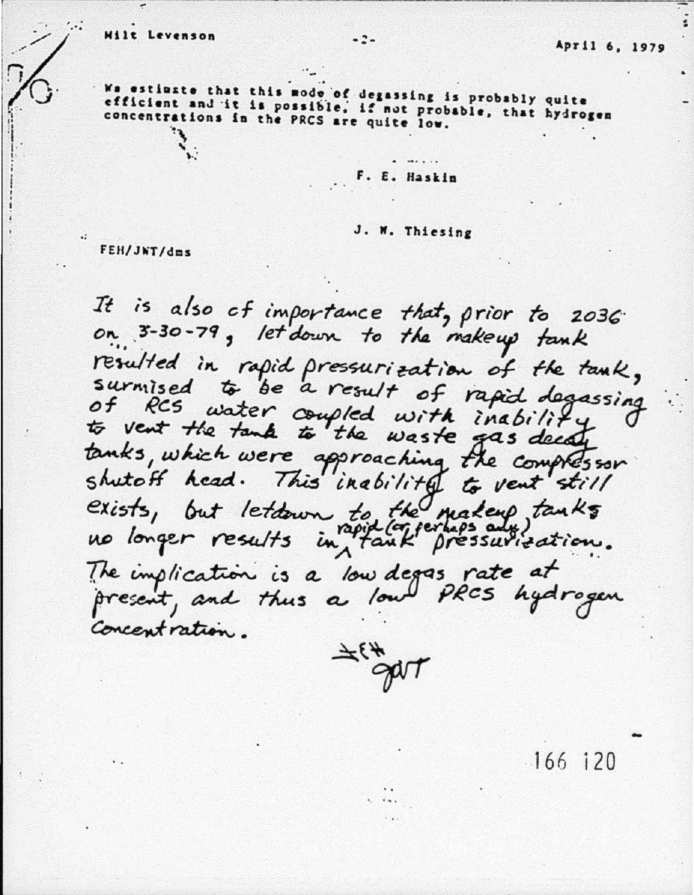We estimate that this mode of degassing is probably quite efficient and it is possible, if not probable, that hydrogen concentrations in the PRCS are quite low.

F. E. Haskin

J. W. Thiesing

FEH/JWT/dms

It is also of importance that, prior to 2036 on 3-30-79, letdown to the makeup tank resulted in rapid pressurization of the tank, surmised to be a result of rapid degassing of RCS water coupled with inability to vent the tank to the waste gas decay tanks, which were approaching the compressor shutoff head. This inability to vent still exists, but letdown to the makeup tanks no longer results in rapid (or perhaps any) tank pressurization. The implication is a low degas rate at present, and thus a low PRCS hydrogen concentration.

FEH
JWT

166 120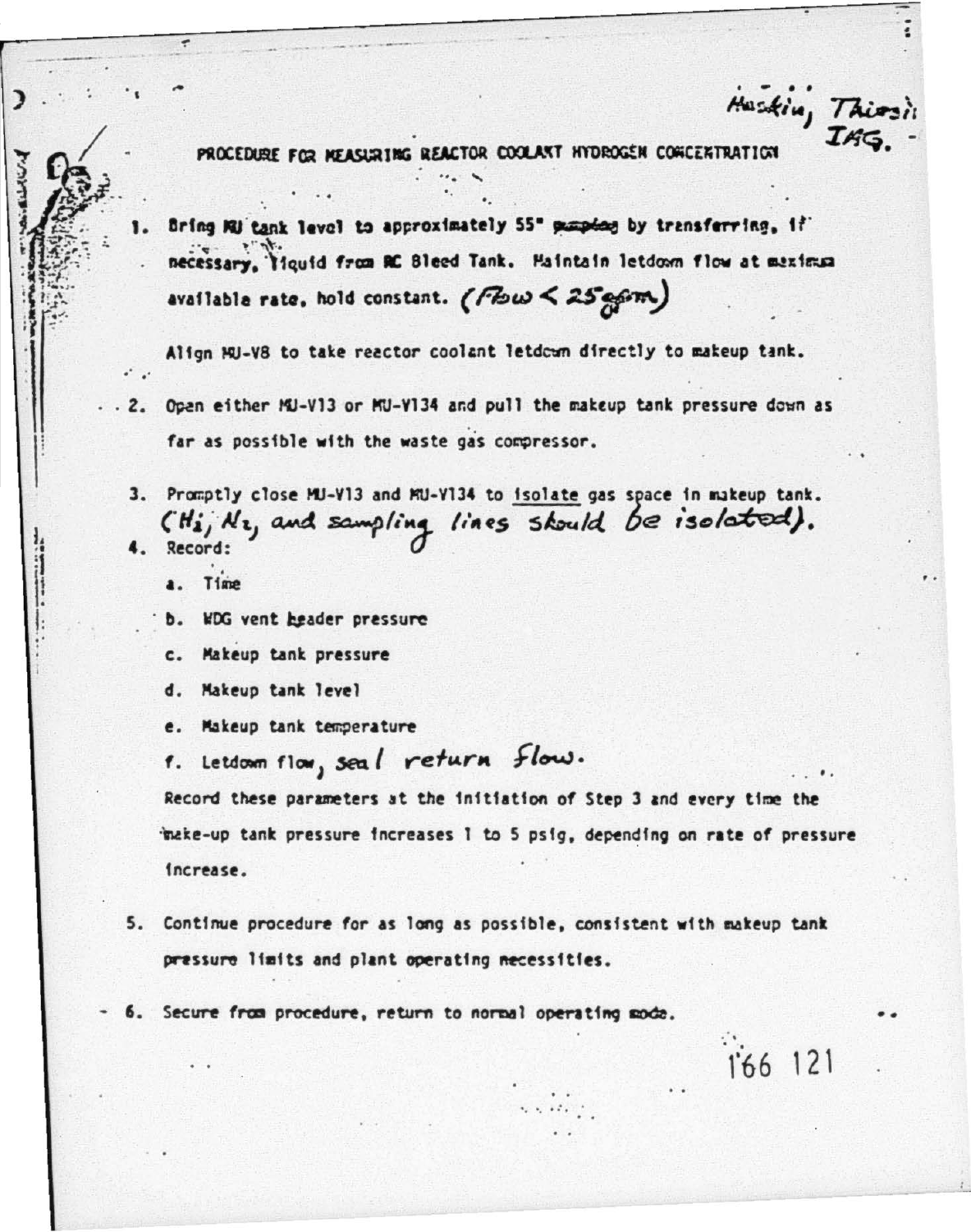Haskin, Thiesing
IAG.

# PROCEDURE FOR MEASURING REACTOR COOLANT HYDROGEN CONCENTRATION

1. Bring MU tank level to approximately 55" pumping by transferring, if necessary, liquid from RC Bleed Tank. Maintain letdown flow at maximum available rate, hold constant. (Flow < 25 gpm)

   Align MU-V8 to take reactor coolant letdown directly to makeup tank.

2. Open either MU-V13 or MU-V134 and pull the makeup tank pressure down as far as possible with the waste gas compressor.

3. Promptly close MU-V13 and MU-V134 to isolate gas space in makeup tank. ($H_2$, $N_2$, and sampling lines should be isolated).

4. Record:

   a. Time

   b. WDG vent header pressure

   c. Makeup tank pressure

   d. Makeup tank level

   e. Makeup tank temperature

   f. Letdown flow, seal return flow.

   Record these parameters at the initiation of Step 3 and every time the make-up tank pressure increases 1 to 5 psig, depending on rate of pressure increase.

5. Continue procedure for as long as possible, consistent with makeup tank pressure limits and plant operating necessities.

6. Secure from procedure, return to normal operating mode.

166 121